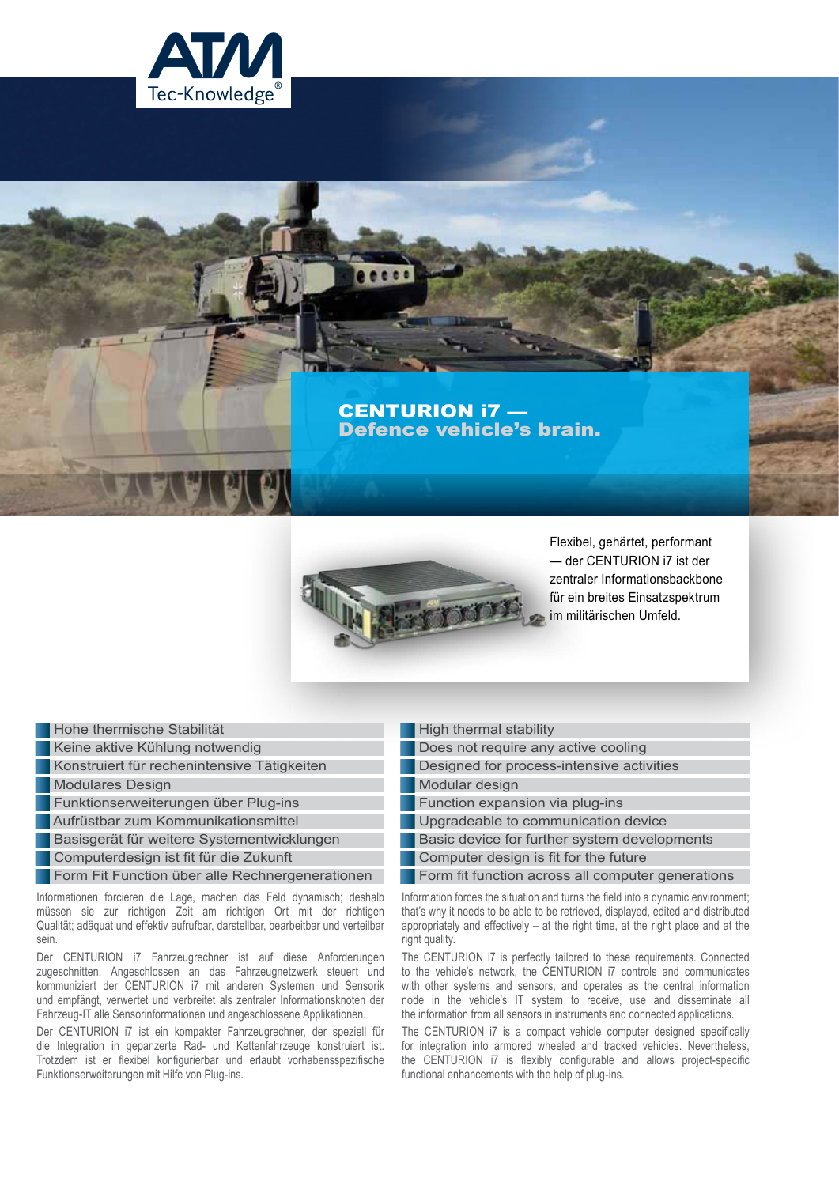ATM Tec-Knowledge®

# CENTURION i7 — Defence vehicle's brain.

Flexibel, gehärtet, performant — der CENTURION i7 ist der zentraler Informationsbackbone für ein breites Einsatzspektrum im militärischen Umfeld.

- Hohe thermische Stabilität
- Keine aktive Kühlung notwendig
- Konstruiert für rechenintensive Tätigkeiten
- Modulares Design
- Funktionserweiterungen über Plug-ins
- Aufrüstbar zum Kommunikationsmittel
- Basisgerät für weitere Systementwicklungen
- Computerdesign ist fit für die Zukunft
- Form Fit Function über alle Rechnergenerationen

Informationen forcieren die Lage, machen das Feld dynamisch; deshalb müssen sie zur richtigen Zeit am richtigen Ort mit der richtigen Qualität; adäquat und effektiv aufrufbar, darstellbar, bearbeitbar und verteilbar sein.

Der CENTURION i7 Fahrzeugrechner ist auf diese Anforderungen zugeschnitten. Angeschlossen an das Fahrzeugnetzwerk steuert und kommuniziert der CENTURION i7 mit anderen Systemen und Sensorik und empfängt, verwertet und verbreitet als zentraler Informationsknoten der Fahrzeug-IT alle Sensorinformationen und angeschlossene Applikationen.

Der CENTURION i7 ist ein kompakter Fahrzeugrechner, der speziell für die Integration in gepanzerte Rad- und Kettenfahrzeuge konstruiert ist. Trotzdem ist er flexibel konfigurierbar und erlaubt vorhabensspezifische Funktionserweiterungen mit Hilfe von Plug-ins.

- High thermal stability
- Does not require any active cooling
- Designed for process-intensive activities
- Modular design
- Function expansion via plug-ins
- Upgradeable to communication device
- Basic device for further system developments
- Computer design is fit for the future
- Form fit function across all computer generations

Information forces the situation and turns the field into a dynamic environment; that's why it needs to be able to be retrieved, displayed, edited and distributed appropriately and effectively – at the right time, at the right place and at the right quality.

The CENTURION i7 is perfectly tailored to these requirements. Connected to the vehicle's network, the CENTURION i7 controls and communicates with other systems and sensors, and operates as the central information node in the vehicle's IT system to receive, use and disseminate all the information from all sensors in instruments and connected applications.

The CENTURION i7 is a compact vehicle computer designed specifically for integration into armored wheeled and tracked vehicles. Nevertheless, the CENTURION i7 is flexibly configurable and allows project-specific functional enhancements with the help of plug-ins.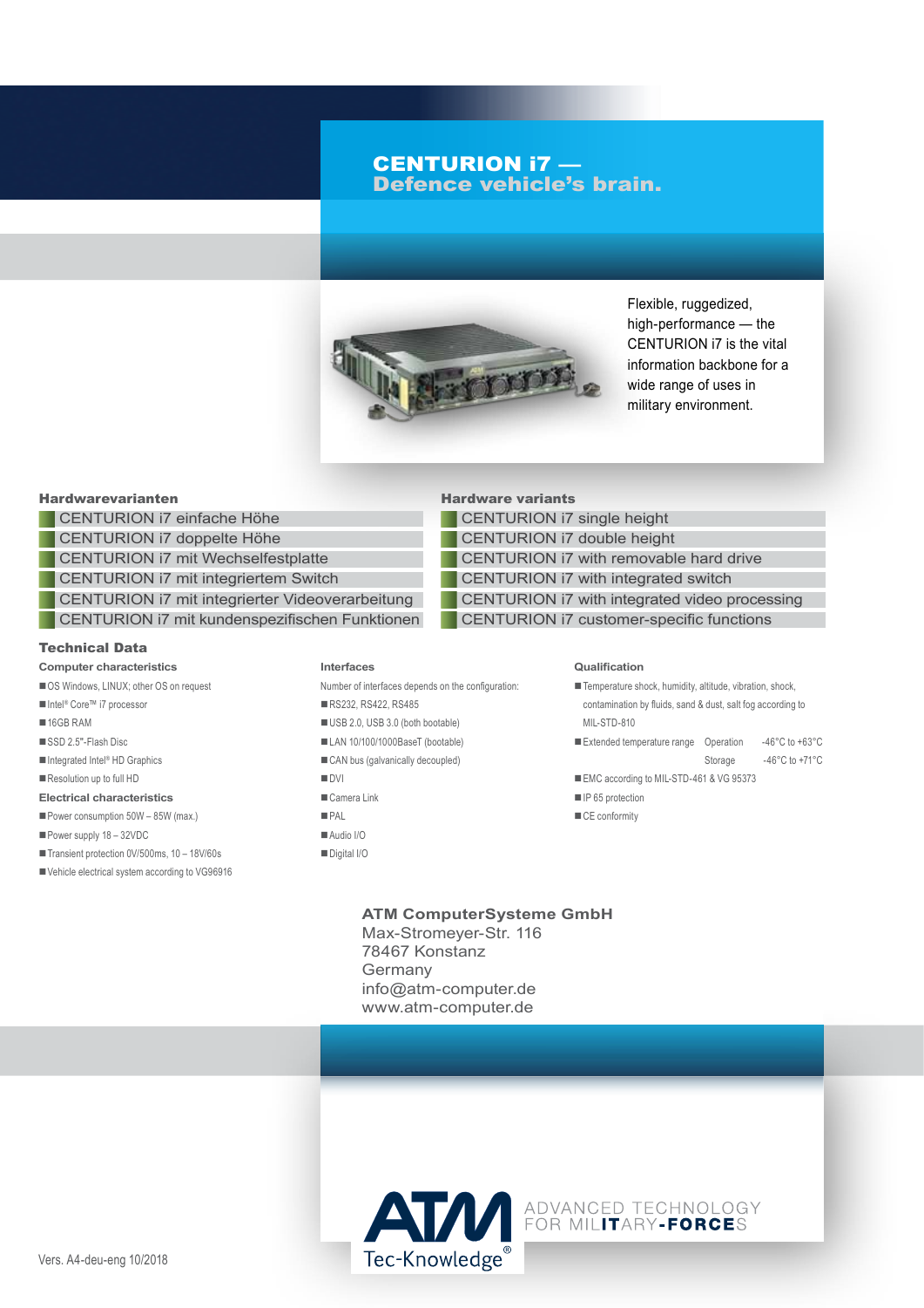# CENTURION i7 — Defence vehicle's brain.

Flexible, ruggedized, high-performance — the CENTURION i7 is the vital information backbone for a wide range of uses in military environment.

### Hardwarevarianten

- CENTURION i7 einfache Höhe
- CENTURION i7 doppelte Höhe
- CENTURION i7 mit Wechselfestplatte
- CENTURION i7 mit integriertem Switch
- CENTURION i7 mit integrierter Videoverarbeitung
- CENTURION i7 mit kundenspezifischen Funktionen

### Hardware variants

- CENTURION i7 single height
- CENTURION i7 double height
- CENTURION i7 with removable hard drive
- CENTURION i7 with integrated switch
- CENTURION i7 with integrated video processing
- CENTURION i7 customer-specific functions

## Technical Data

### Computer characteristics

- OS Windows, LINUX; other OS on request
- Intel® Core™ i7 processor
- 16GB RAM
- SSD 2.5"-Flash Disc
- Integrated Intel® HD Graphics
- Resolution up to full HD

### Electrical characteristics

- Power consumption 50W – 85W (max.)
- Power supply 18 – 32VDC
- Transient protection 0V/500ms, 10 – 18V/60s
- Vehicle electrical system according to VG96916

### Interfaces

Number of interfaces depends on the configuration:

- RS232, RS422, RS485
- USB 2.0, USB 3.0 (both bootable)
- LAN 10/100/1000BaseT (bootable)
- CAN bus (galvanically decoupled)
- DVI
- Camera Link
- PAL
- Audio I/O
- Digital I/O

### Qualification

- Temperature shock, humidity, altitude, vibration, shock, contamination by fluids, sand & dust, salt fog according to MIL-STD-810
- Extended temperature range: Operation -46°C to +63°C; Storage -46°C to +71°C
- EMC according to MIL-STD-461 & VG 95373
- IP 65 protection
- CE conformity

**ATM ComputerSysteme GmbH**
Max-Stromeyer-Str. 116
78467 Konstanz
Germany
info@atm-computer.de
www.atm-computer.de

ATM Tec-Knowledge®
ADVANCED TECHNOLOGY FOR MILITARY-FORCES

Vers. A4-deu-eng 10/2018